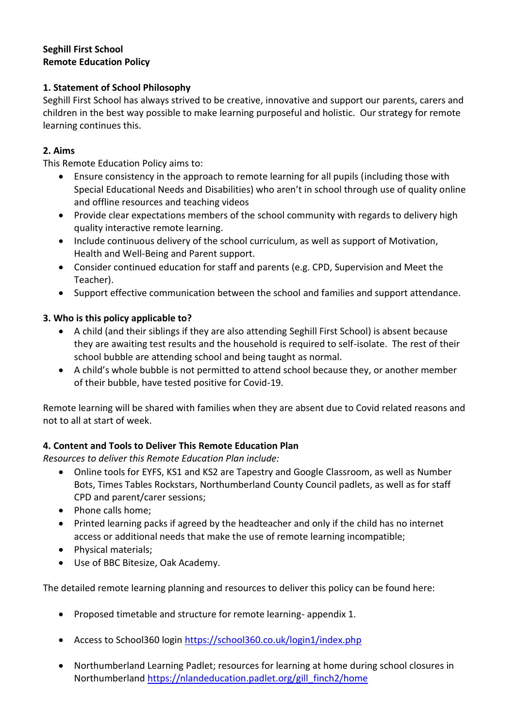**Seghill First School**
**Remote Education Policy**

## 1. Statement of School Philosophy

Seghill First School has always strived to be creative, innovative and support our parents, carers and children in the best way possible to make learning purposeful and holistic. Our strategy for remote learning continues this.

## 2. Aims

This Remote Education Policy aims to:

- Ensure consistency in the approach to remote learning for all pupils (including those with Special Educational Needs and Disabilities) who aren't in school through use of quality online and offline resources and teaching videos
- Provide clear expectations members of the school community with regards to delivery high quality interactive remote learning.
- Include continuous delivery of the school curriculum, as well as support of Motivation, Health and Well-Being and Parent support.
- Consider continued education for staff and parents (e.g. CPD, Supervision and Meet the Teacher).
- Support effective communication between the school and families and support attendance.

## 3. Who is this policy applicable to?

- A child (and their siblings if they are also attending Seghill First School) is absent because they are awaiting test results and the household is required to self-isolate. The rest of their school bubble are attending school and being taught as normal.
- A child's whole bubble is not permitted to attend school because they, or another member of their bubble, have tested positive for Covid-19.

Remote learning will be shared with families when they are absent due to Covid related reasons and not to all at start of week.

## 4. Content and Tools to Deliver This Remote Education Plan

*Resources to deliver this Remote Education Plan include:*

- Online tools for EYFS, KS1 and KS2 are Tapestry and Google Classroom, as well as Number Bots, Times Tables Rockstars, Northumberland County Council padlets, as well as for staff CPD and parent/carer sessions;
- Phone calls home;
- Printed learning packs if agreed by the headteacher and only if the child has no internet access or additional needs that make the use of remote learning incompatible;
- Physical materials;
- Use of BBC Bitesize, Oak Academy.

The detailed remote learning planning and resources to deliver this policy can be found here:

- Proposed timetable and structure for remote learning- appendix 1.
- Access to School360 login https://school360.co.uk/login1/index.php
- Northumberland Learning Padlet; resources for learning at home during school closures in Northumberland https://nlandeducation.padlet.org/gill_finch2/home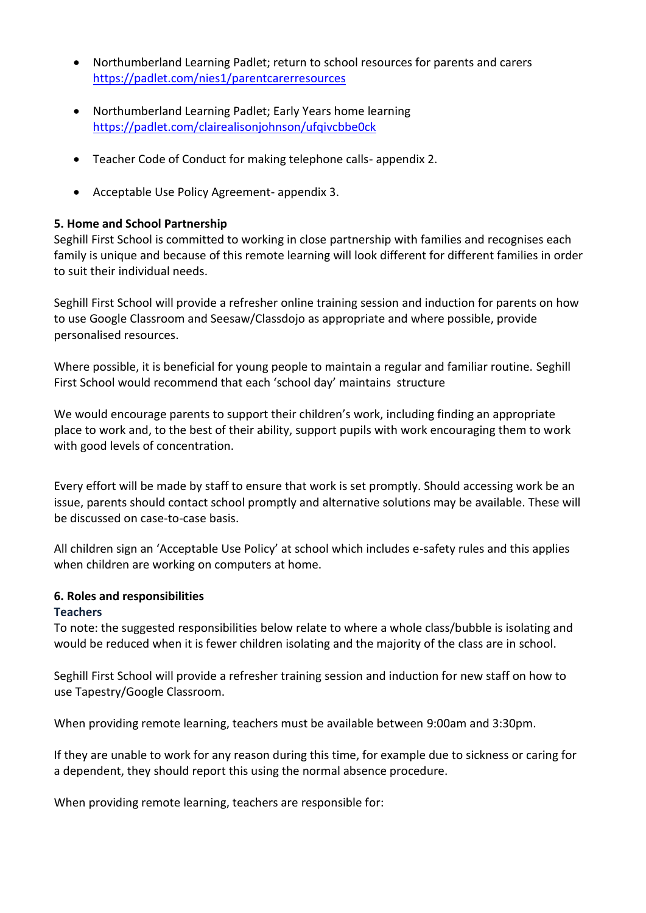- Northumberland Learning Padlet; return to school resources for parents and carers https://padlet.com/nies1/parentcarerresources

- Northumberland Learning Padlet; Early Years home learning https://padlet.com/clairealisonjohnson/ufqivcbbe0ck

- Teacher Code of Conduct for making telephone calls- appendix 2.

- Acceptable Use Policy Agreement- appendix 3.

**5. Home and School Partnership**

Seghill First School is committed to working in close partnership with families and recognises each family is unique and because of this remote learning will look different for different families in order to suit their individual needs.

Seghill First School will provide a refresher online training session and induction for parents on how to use Google Classroom and Seesaw/Classdojo as appropriate and where possible, provide personalised resources.

Where possible, it is beneficial for young people to maintain a regular and familiar routine. Seghill First School would recommend that each 'school day' maintains structure

We would encourage parents to support their children's work, including finding an appropriate place to work and, to the best of their ability, support pupils with work encouraging them to work with good levels of concentration.

Every effort will be made by staff to ensure that work is set promptly. Should accessing work be an issue, parents should contact school promptly and alternative solutions may be available. These will be discussed on case-to-case basis.

All children sign an 'Acceptable Use Policy' at school which includes e-safety rules and this applies when children are working on computers at home.

**6. Roles and responsibilities**

**Teachers**

To note: the suggested responsibilities below relate to where a whole class/bubble is isolating and would be reduced when it is fewer children isolating and the majority of the class are in school.

Seghill First School will provide a refresher training session and induction for new staff on how to use Tapestry/Google Classroom.

When providing remote learning, teachers must be available between 9:00am and 3:30pm.

If they are unable to work for any reason during this time, for example due to sickness or caring for a dependent, they should report this using the normal absence procedure.

When providing remote learning, teachers are responsible for: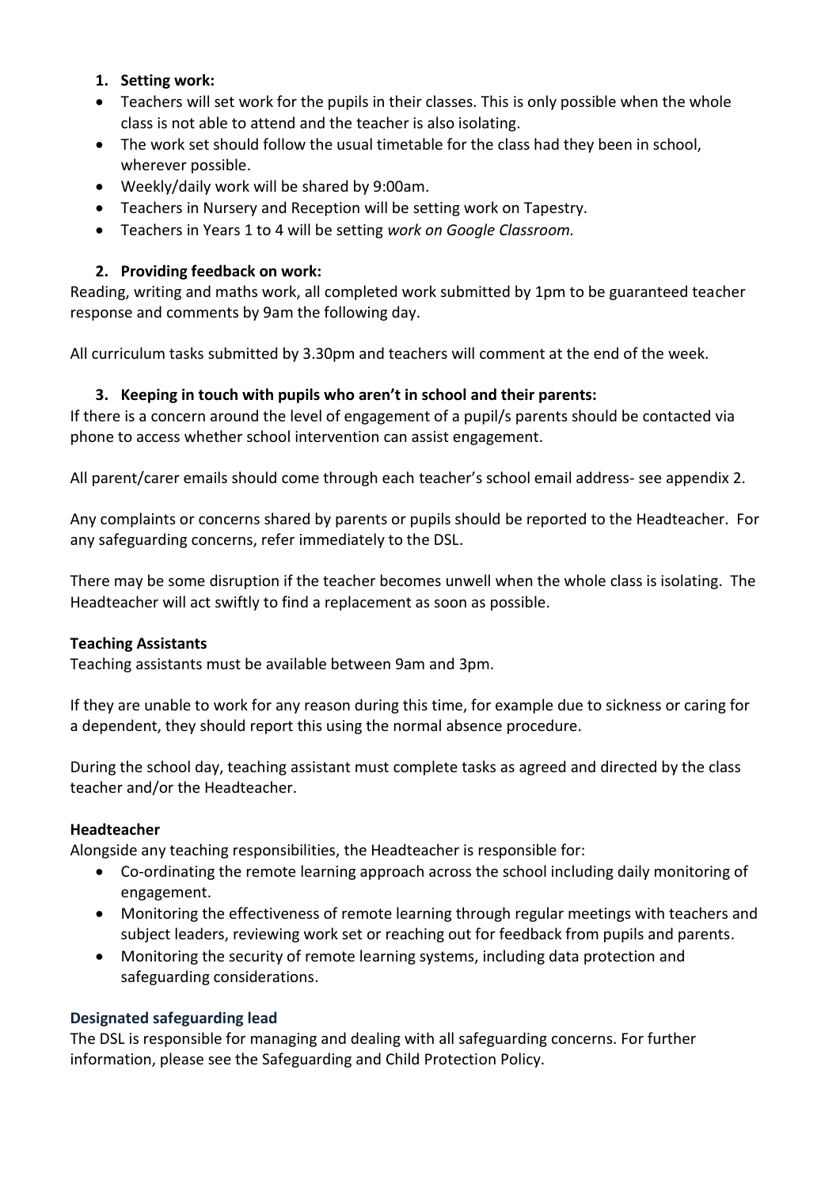1. **Setting work:**

- Teachers will set work for the pupils in their classes. This is only possible when the whole class is not able to attend and the teacher is also isolating.
- The work set should follow the usual timetable for the class had they been in school, wherever possible.
- Weekly/daily work will be shared by 9:00am.
- Teachers in Nursery and Reception will be setting work on Tapestry.
- Teachers in Years 1 to 4 will be setting *work on Google Classroom.*

2. **Providing feedback on work:**

Reading, writing and maths work, all completed work submitted by 1pm to be guaranteed teacher response and comments by 9am the following day.

All curriculum tasks submitted by 3.30pm and teachers will comment at the end of the week.

3. **Keeping in touch with pupils who aren't in school and their parents:**

If there is a concern around the level of engagement of a pupil/s parents should be contacted via phone to access whether school intervention can assist engagement.

All parent/carer emails should come through each teacher's school email address- see appendix 2.

Any complaints or concerns shared by parents or pupils should be reported to the Headteacher. For any safeguarding concerns, refer immediately to the DSL.

There may be some disruption if the teacher becomes unwell when the whole class is isolating. The Headteacher will act swiftly to find a replacement as soon as possible.

**Teaching Assistants**

Teaching assistants must be available between 9am and 3pm.

If they are unable to work for any reason during this time, for example due to sickness or caring for a dependent, they should report this using the normal absence procedure.

During the school day, teaching assistant must complete tasks as agreed and directed by the class teacher and/or the Headteacher.

**Headteacher**

Alongside any teaching responsibilities, the Headteacher is responsible for:

- Co-ordinating the remote learning approach across the school including daily monitoring of engagement.
- Monitoring the effectiveness of remote learning through regular meetings with teachers and subject leaders, reviewing work set or reaching out for feedback from pupils and parents.
- Monitoring the security of remote learning systems, including data protection and safeguarding considerations.

**Designated safeguarding lead**

The DSL is responsible for managing and dealing with all safeguarding concerns. For further information, please see the Safeguarding and Child Protection Policy.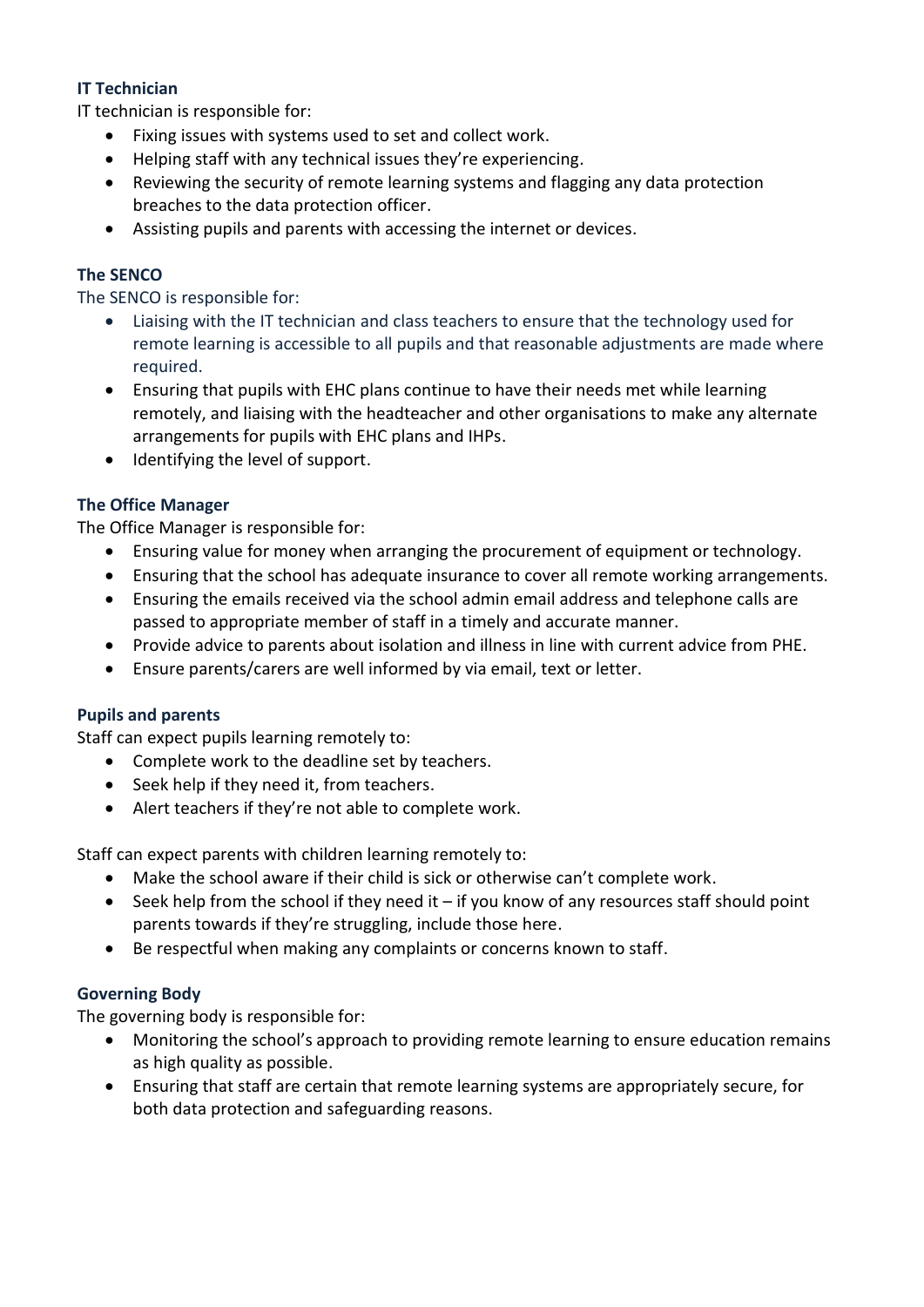#### IT Technician

IT technician is responsible for:

- Fixing issues with systems used to set and collect work.
- Helping staff with any technical issues they're experiencing.
- Reviewing the security of remote learning systems and flagging any data protection breaches to the data protection officer.
- Assisting pupils and parents with accessing the internet or devices.

#### The SENCO

The SENCO is responsible for:

- Liaising with the IT technician and class teachers to ensure that the technology used for remote learning is accessible to all pupils and that reasonable adjustments are made where required.
- Ensuring that pupils with EHC plans continue to have their needs met while learning remotely, and liaising with the headteacher and other organisations to make any alternate arrangements for pupils with EHC plans and IHPs.
- Identifying the level of support.

#### The Office Manager

The Office Manager is responsible for:

- Ensuring value for money when arranging the procurement of equipment or technology.
- Ensuring that the school has adequate insurance to cover all remote working arrangements.
- Ensuring the emails received via the school admin email address and telephone calls are passed to appropriate member of staff in a timely and accurate manner.
- Provide advice to parents about isolation and illness in line with current advice from PHE.
- Ensure parents/carers are well informed by via email, text or letter.

#### Pupils and parents

Staff can expect pupils learning remotely to:

- Complete work to the deadline set by teachers.
- Seek help if they need it, from teachers.
- Alert teachers if they're not able to complete work.

Staff can expect parents with children learning remotely to:

- Make the school aware if their child is sick or otherwise can't complete work.
- Seek help from the school if they need it – if you know of any resources staff should point parents towards if they're struggling, include those here.
- Be respectful when making any complaints or concerns known to staff.

#### Governing Body

The governing body is responsible for:

- Monitoring the school's approach to providing remote learning to ensure education remains as high quality as possible.
- Ensuring that staff are certain that remote learning systems are appropriately secure, for both data protection and safeguarding reasons.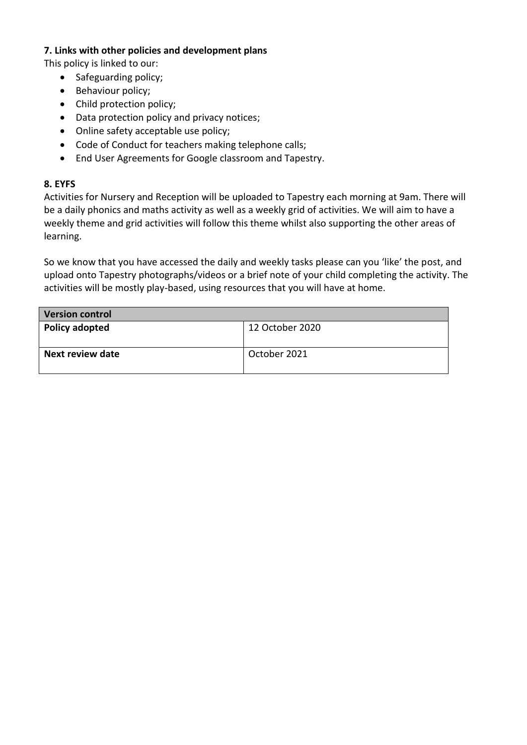**7. Links with other policies and development plans**

This policy is linked to our:

- Safeguarding policy;
- Behaviour policy;
- Child protection policy;
- Data protection policy and privacy notices;
- Online safety acceptable use policy;
- Code of Conduct for teachers making telephone calls;
- End User Agreements for Google classroom and Tapestry.

**8. EYFS**

Activities for Nursery and Reception will be uploaded to Tapestry each morning at 9am. There will be a daily phonics and maths activity as well as a weekly grid of activities. We will aim to have a weekly theme and grid activities will follow this theme whilst also supporting the other areas of learning.

So we know that you have accessed the daily and weekly tasks please can you 'like' the post, and upload onto Tapestry photographs/videos or a brief note of your child completing the activity. The activities will be mostly play-based, using resources that you will have at home.

| **Version control** | |
|---|---|
| **Policy adopted** | 12 October 2020 |
| **Next review date** | October 2021 |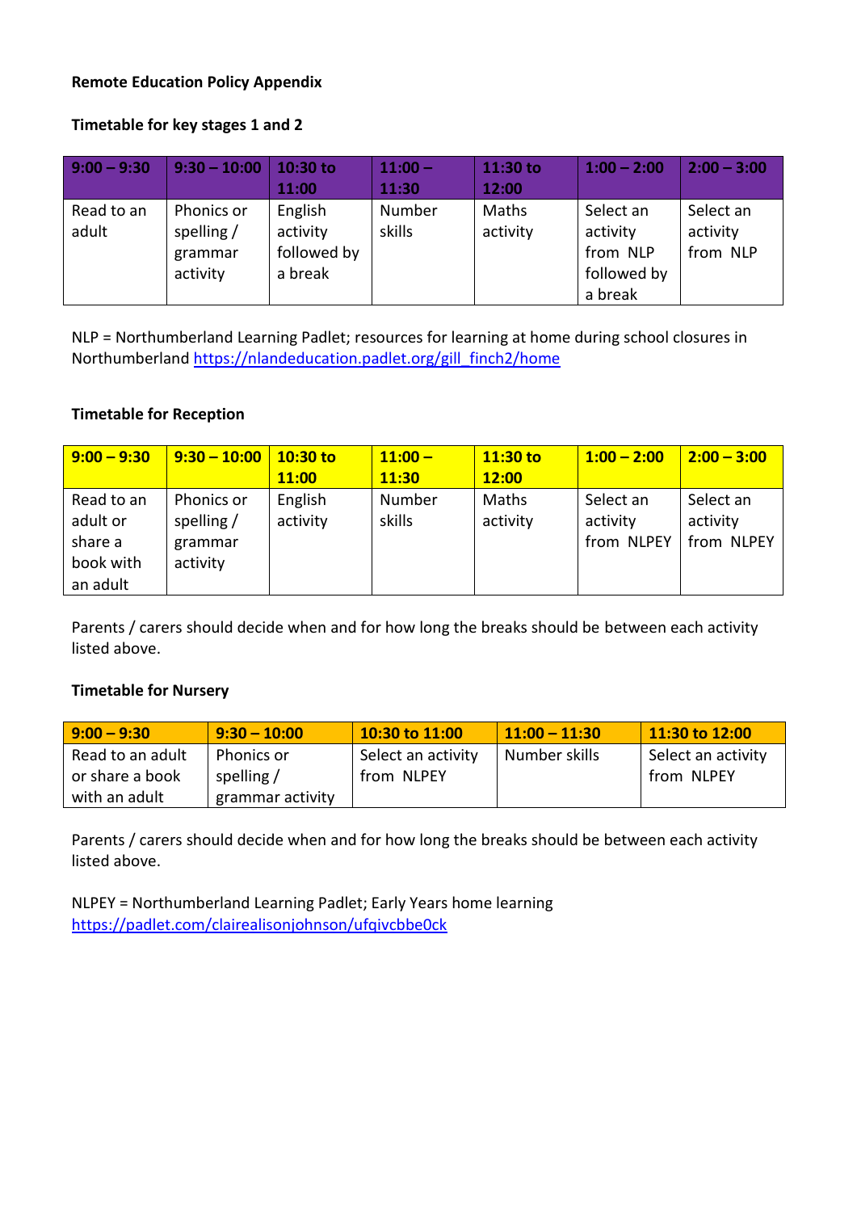**Remote Education Policy Appendix**

**Timetable for key stages 1 and 2**

| 9:00 – 9:30 | 9:30 – 10:00 | 10:30 to 11:00 | 11:00 – 11:30 | 11:30 to 12:00 | 1:00 – 2:00 | 2:00 – 3:00 |
|---|---|---|---|---|---|---|
| Read to an adult | Phonics or spelling / grammar activity | English activity followed by a break | Number skills | Maths activity | Select an activity from NLP followed by a break | Select an activity from NLP |

NLP = Northumberland Learning Padlet; resources for learning at home during school closures in Northumberland https://nlandeducation.padlet.org/gill_finch2/home

**Timetable for Reception**

| 9:00 – 9:30 | 9:30 – 10:00 | 10:30 to 11:00 | 11:00 – 11:30 | 11:30 to 12:00 | 1:00 – 2:00 | 2:00 – 3:00 |
|---|---|---|---|---|---|---|
| Read to an adult or share a book with an adult | Phonics or spelling / grammar activity | English activity | Number skills | Maths activity | Select an activity from NLPEY | Select an activity from NLPEY |

Parents / carers should decide when and for how long the breaks should be between each activity listed above.

**Timetable for Nursery**

| 9:00 – 9:30 | 9:30 – 10:00 | 10:30 to 11:00 | 11:00 – 11:30 | 11:30 to 12:00 |
|---|---|---|---|---|
| Read to an adult or share a book with an adult | Phonics or spelling / grammar activity | Select an activity from NLPEY | Number skills | Select an activity from NLPEY |

Parents / carers should decide when and for how long the breaks should be between each activity listed above.

NLPEY = Northumberland Learning Padlet; Early Years home learning
https://padlet.com/clairealisonjohnson/ufqivcbbe0ck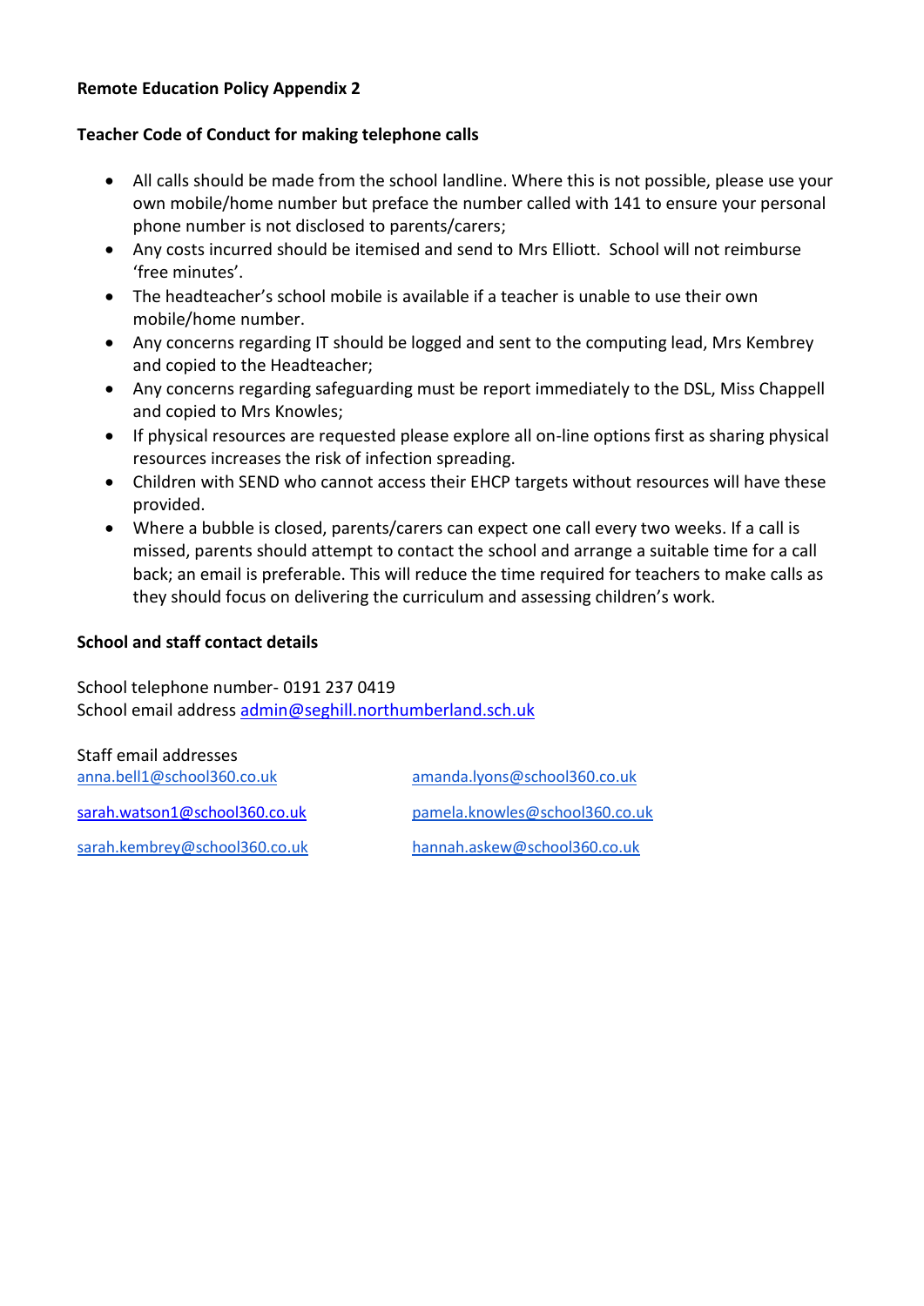**Remote Education Policy Appendix 2**

**Teacher Code of Conduct for making telephone calls**

- All calls should be made from the school landline. Where this is not possible, please use your own mobile/home number but preface the number called with 141 to ensure your personal phone number is not disclosed to parents/carers;
- Any costs incurred should be itemised and send to Mrs Elliott. School will not reimburse 'free minutes'.
- The headteacher's school mobile is available if a teacher is unable to use their own mobile/home number.
- Any concerns regarding IT should be logged and sent to the computing lead, Mrs Kembrey and copied to the Headteacher;
- Any concerns regarding safeguarding must be report immediately to the DSL, Miss Chappell and copied to Mrs Knowles;
- If physical resources are requested please explore all on-line options first as sharing physical resources increases the risk of infection spreading.
- Children with SEND who cannot access their EHCP targets without resources will have these provided.
- Where a bubble is closed, parents/carers can expect one call every two weeks. If a call is missed, parents should attempt to contact the school and arrange a suitable time for a call back; an email is preferable. This will reduce the time required for teachers to make calls as they should focus on delivering the curriculum and assessing children's work.

**School and staff contact details**

School telephone number- 0191 237 0419
School email address admin@seghill.northumberland.sch.uk

Staff email addresses

anna.bell1@school360.co.uk
amanda.lyons@school360.co.uk
sarah.watson1@school360.co.uk
pamela.knowles@school360.co.uk
sarah.kembrey@school360.co.uk
hannah.askew@school360.co.uk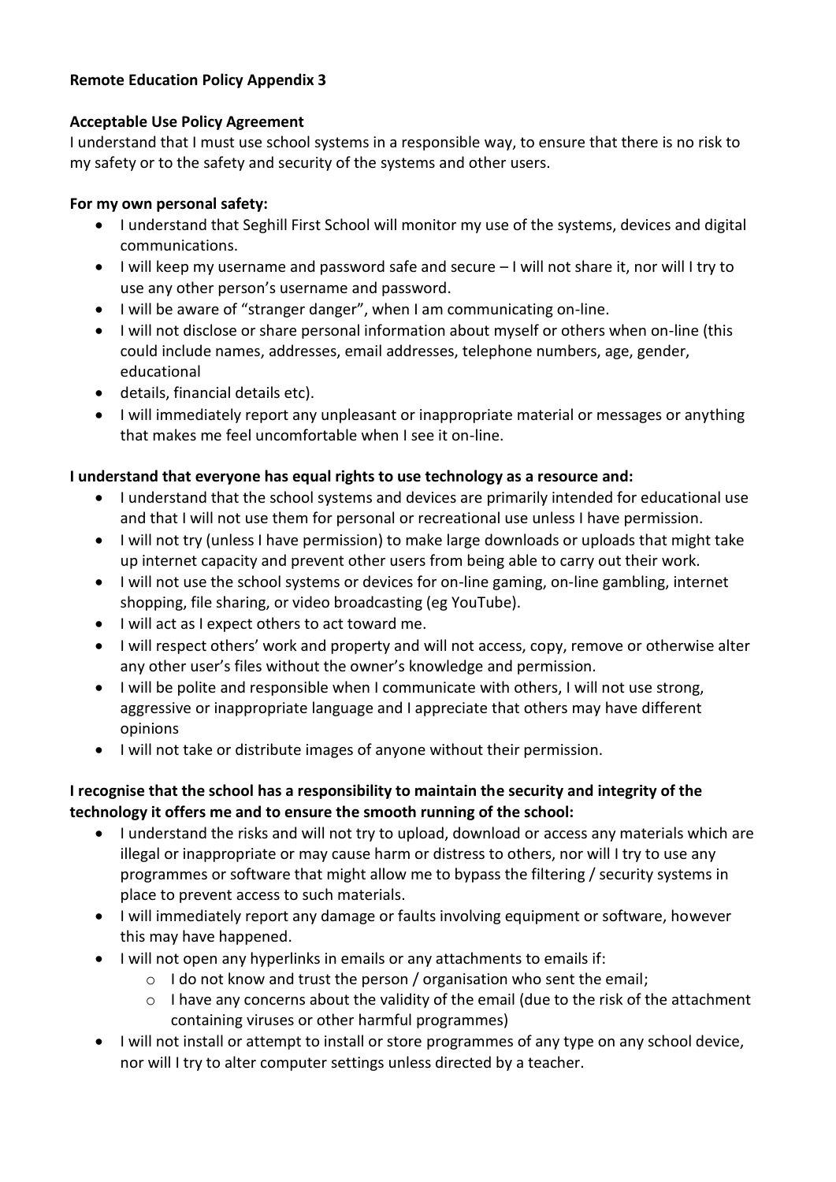**Remote Education Policy Appendix 3**

**Acceptable Use Policy Agreement**

I understand that I must use school systems in a responsible way, to ensure that there is no risk to my safety or to the safety and security of the systems and other users.

**For my own personal safety:**

- I understand that Seghill First School will monitor my use of the systems, devices and digital communications.
- I will keep my username and password safe and secure – I will not share it, nor will I try to use any other person's username and password.
- I will be aware of "stranger danger", when I am communicating on-line.
- I will not disclose or share personal information about myself or others when on-line (this could include names, addresses, email addresses, telephone numbers, age, gender, educational
- details, financial details etc).
- I will immediately report any unpleasant or inappropriate material or messages or anything that makes me feel uncomfortable when I see it on-line.

**I understand that everyone has equal rights to use technology as a resource and:**

- I understand that the school systems and devices are primarily intended for educational use and that I will not use them for personal or recreational use unless I have permission.
- I will not try (unless I have permission) to make large downloads or uploads that might take up internet capacity and prevent other users from being able to carry out their work.
- I will not use the school systems or devices for on-line gaming, on-line gambling, internet shopping, file sharing, or video broadcasting (eg YouTube).
- I will act as I expect others to act toward me.
- I will respect others' work and property and will not access, copy, remove or otherwise alter any other user's files without the owner's knowledge and permission.
- I will be polite and responsible when I communicate with others, I will not use strong, aggressive or inappropriate language and I appreciate that others may have different opinions
- I will not take or distribute images of anyone without their permission.

**I recognise that the school has a responsibility to maintain the security and integrity of the technology it offers me and to ensure the smooth running of the school:**

- I understand the risks and will not try to upload, download or access any materials which are illegal or inappropriate or may cause harm or distress to others, nor will I try to use any programmes or software that might allow me to bypass the filtering / security systems in place to prevent access to such materials.
- I will immediately report any damage or faults involving equipment or software, however this may have happened.
- I will not open any hyperlinks in emails or any attachments to emails if:
  - I do not know and trust the person / organisation who sent the email;
  - I have any concerns about the validity of the email (due to the risk of the attachment containing viruses or other harmful programmes)
- I will not install or attempt to install or store programmes of any type on any school device, nor will I try to alter computer settings unless directed by a teacher.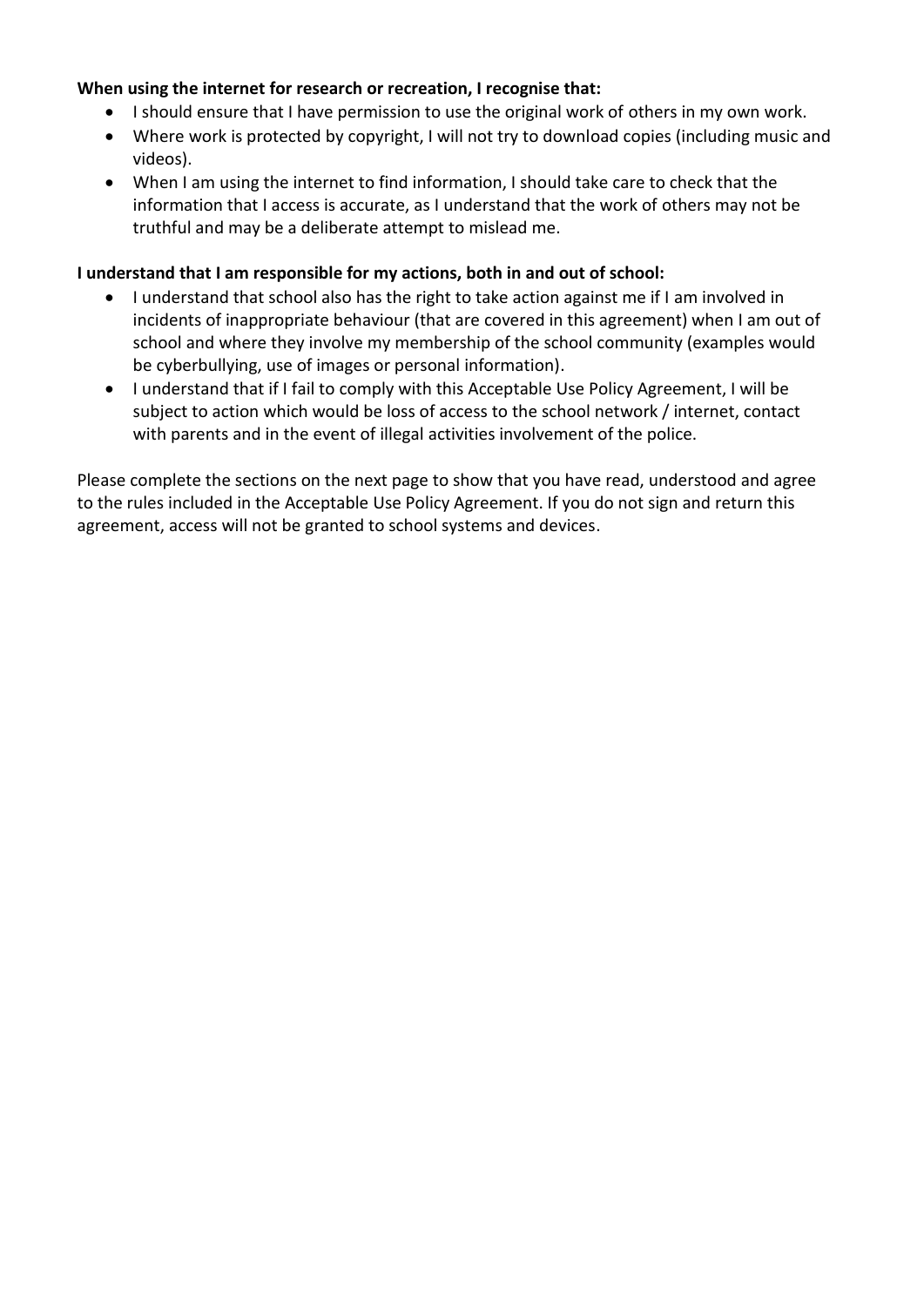**When using the internet for research or recreation, I recognise that:**

- I should ensure that I have permission to use the original work of others in my own work.
- Where work is protected by copyright, I will not try to download copies (including music and videos).
- When I am using the internet to find information, I should take care to check that the information that I access is accurate, as I understand that the work of others may not be truthful and may be a deliberate attempt to mislead me.

**I understand that I am responsible for my actions, both in and out of school:**

- I understand that school also has the right to take action against me if I am involved in incidents of inappropriate behaviour (that are covered in this agreement) when I am out of school and where they involve my membership of the school community (examples would be cyberbullying, use of images or personal information).
- I understand that if I fail to comply with this Acceptable Use Policy Agreement, I will be subject to action which would be loss of access to the school network / internet, contact with parents and in the event of illegal activities involvement of the police.

Please complete the sections on the next page to show that you have read, understood and agree to the rules included in the Acceptable Use Policy Agreement. If you do not sign and return this agreement, access will not be granted to school systems and devices.